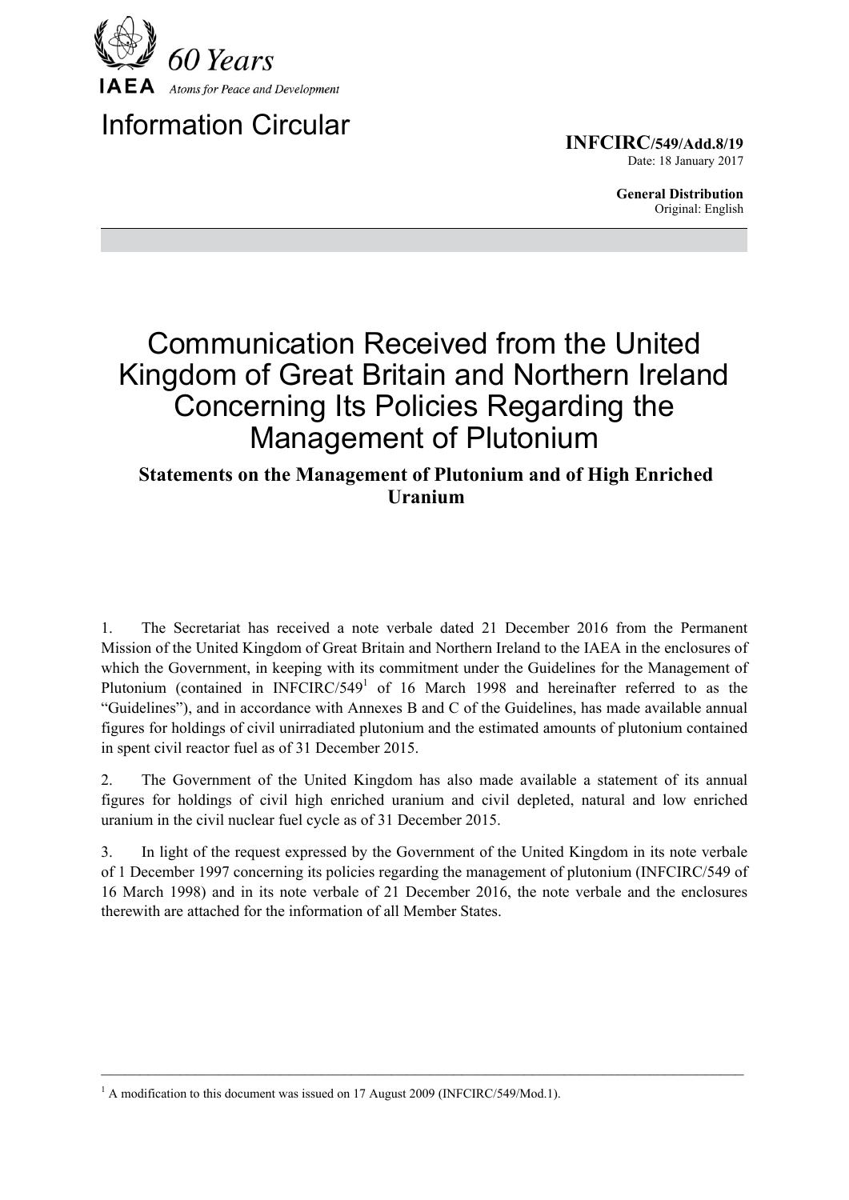IAEA 60 Years

Atoms for Peace and Development

# Information Circular

**INFCIRC/549/Add.8/19**
Date: 18 January 2017

**General Distribution**
Original: English

# Communication Received from the United Kingdom of Great Britain and Northern Ireland Concerning Its Policies Regarding the Management of Plutonium

## Statements on the Management of Plutonium and of High Enriched Uranium

1. The Secretariat has received a note verbale dated 21 December 2016 from the Permanent Mission of the United Kingdom of Great Britain and Northern Ireland to the IAEA in the enclosures of which the Government, in keeping with its commitment under the Guidelines for the Management of Plutonium (contained in INFCIRC/549[1] of 16 March 1998 and hereinafter referred to as the "Guidelines"), and in accordance with Annexes B and C of the Guidelines, has made available annual figures for holdings of civil unirradiated plutonium and the estimated amounts of plutonium contained in spent civil reactor fuel as of 31 December 2015.

2. The Government of the United Kingdom has also made available a statement of its annual figures for holdings of civil high enriched uranium and civil depleted, natural and low enriched uranium in the civil nuclear fuel cycle as of 31 December 2015.

3. In light of the request expressed by the Government of the United Kingdom in its note verbale of 1 December 1997 concerning its policies regarding the management of plutonium (INFCIRC/549 of 16 March 1998) and in its note verbale of 21 December 2016, the note verbale and the enclosures therewith are attached for the information of all Member States.

---

[1] A modification to this document was issued on 17 August 2009 (INFCIRC/549/Mod.1).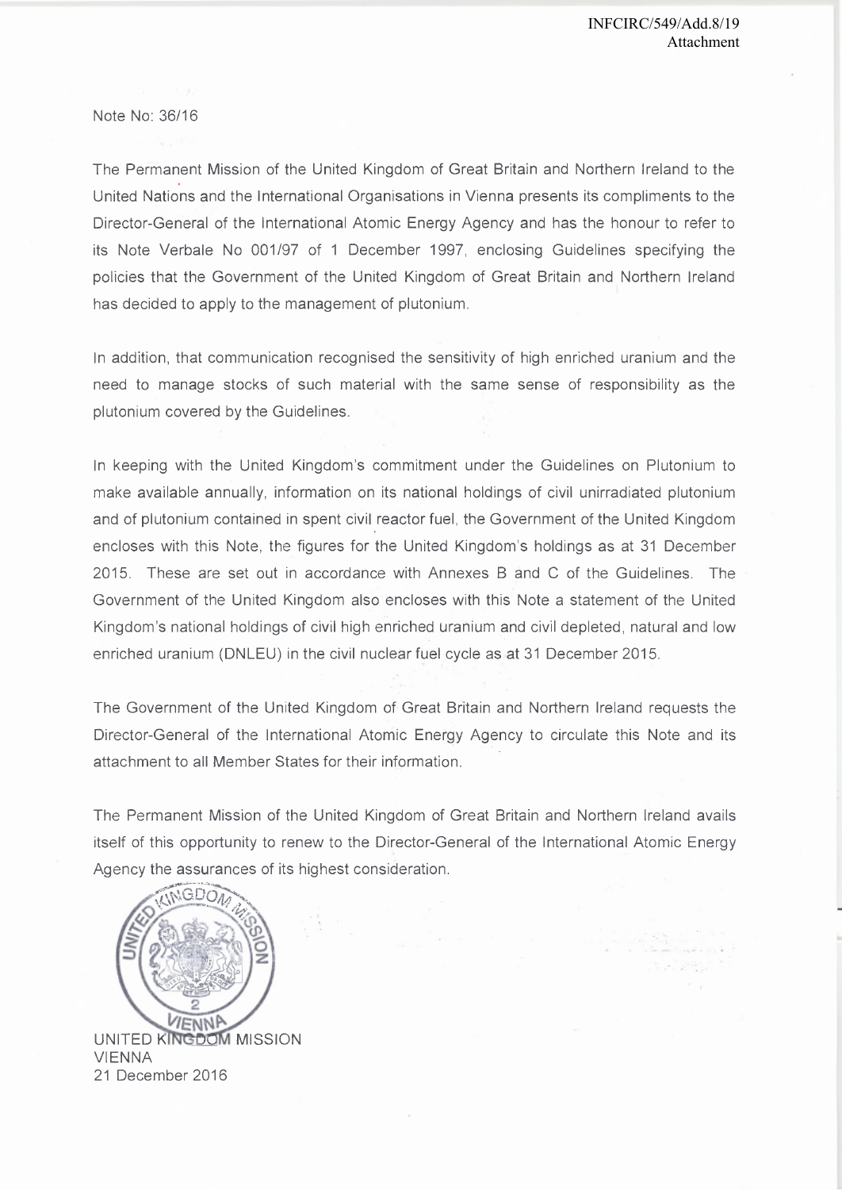Note No: 36/16

The Permanent Mission of the United Kingdom of Great Britain and Northern Ireland to the United Nations and the International Organisations in Vienna presents its compliments to the Director-General of the International Atomic Energy Agency and has the honour to refer to its Note Verbale No 001/97 of 1 December 1997, enclosing Guidelines specifying the policies that the Government of the United Kingdom of Great Britain and Northern Ireland has decided to apply to the management of plutonium.

In addition, that communication recognised the sensitivity of high enriched uranium and the need to manage stocks of such material with the same sense of responsibility as the plutonium covered by the Guidelines.

In keeping with the United Kingdom's commitment under the Guidelines on Plutonium to make available annually, information on its national holdings of civil unirradiated plutonium and of plutonium contained in spent civil reactor fuel, the Government of the United Kingdom encloses with this Note, the figures for the United Kingdom's holdings as at 31 December 2015. These are set out in accordance with Annexes B and C of the Guidelines. The Government of the United Kingdom also encloses with this Note a statement of the United Kingdom's national holdings of civil high enriched uranium and civil depleted, natural and low enriched uranium (DNLEU) in the civil nuclear fuel cycle as at 31 December 2015.

The Government of the United Kingdom of Great Britain and Northern Ireland requests the Director-General of the International Atomic Energy Agency to circulate this Note and its attachment to all Member States for their information.

The Permanent Mission of the United Kingdom of Great Britain and Northern Ireland avails itself of this opportunity to renew to the Director-General of the International Atomic Energy Agency the assurances of its highest consideration.

UNITED KINGDOM MISSION
VIENNA
21 December 2016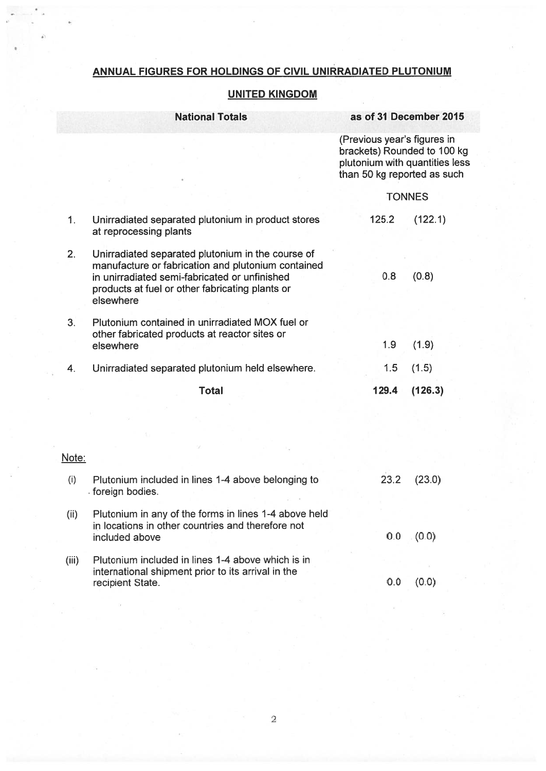# ANNUAL FIGURES FOR HOLDINGS OF CIVIL UNIRRADIATED PLUTONIUM

## UNITED KINGDOM

| | National Totals | as of 31 December 2015 | |
|---|---|---|---|
| | | (Previous year's figures in brackets) Rounded to 100 kg plutonium with quantities less than 50 kg reported as such | |
| | | TONNES | |
| 1. | Unirradiated separated plutonium in product stores at reprocessing plants | 125.2 | (122.1) |
| 2. | Unirradiated separated plutonium in the course of manufacture or fabrication and plutonium contained in unirradiated semi-fabricated or unfinished products at fuel or other fabricating plants or elsewhere | 0.8 | (0.8) |
| 3. | Plutonium contained in unirradiated MOX fuel or other fabricated products at reactor sites or elsewhere | 1.9 | (1.9) |
| 4. | Unirradiated separated plutonium held elsewhere. | 1.5 | (1.5) |
| | **Total** | **129.4** | **(126.3)** |

Note:

| | | | |
|---|---|---|---|
| (i) | Plutonium included in lines 1-4 above belonging to foreign bodies. | 23.2 | (23.0) |
| (ii) | Plutonium in any of the forms in lines 1-4 above held in locations in other countries and therefore not included above | 0.0 | (0.0) |
| (iii) | Plutonium included in lines 1-4 above which is in international shipment prior to its arrival in the recipient State. | 0.0 | (0.0) |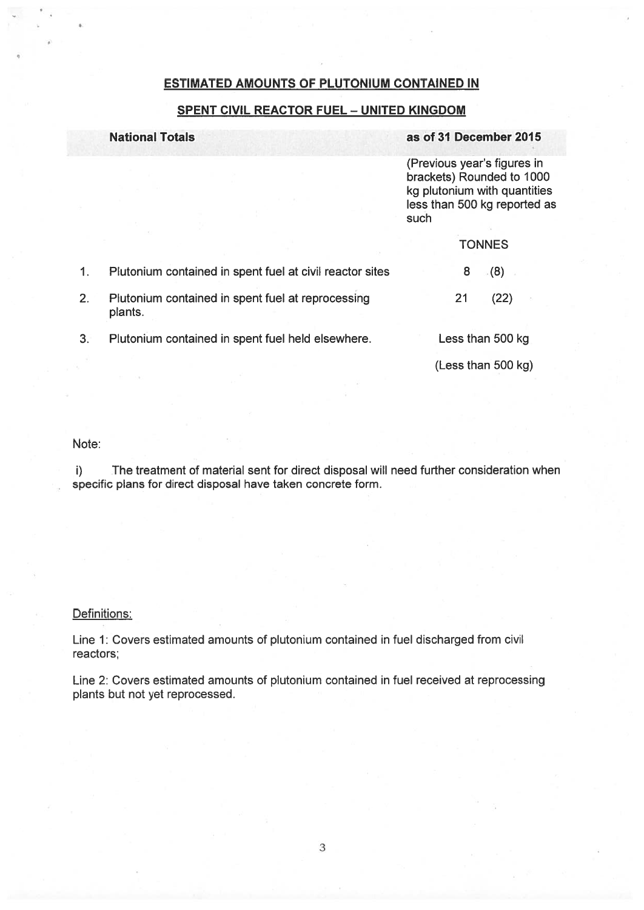## ESTIMATED AMOUNTS OF PLUTONIUM CONTAINED IN

## SPENT CIVIL REACTOR FUEL – UNITED KINGDOM

| | National Totals | as of 31 December 2015 |
|---|---|---|
| | | (Previous year's figures in brackets) Rounded to 1000 kg plutonium with quantities less than 500 kg reported as such |
| | | TONNES |
| 1. | Plutonium contained in spent fuel at civil reactor sites | 8 (8) |
| 2. | Plutonium contained in spent fuel at reprocessing plants. | 21 (22) |
| 3. | Plutonium contained in spent fuel held elsewhere. | Less than 500 kg (Less than 500 kg) |

Note:

i) The treatment of material sent for direct disposal will need further consideration when specific plans for direct disposal have taken concrete form.

Definitions:

Line 1: Covers estimated amounts of plutonium contained in fuel discharged from civil reactors;

Line 2: Covers estimated amounts of plutonium contained in fuel received at reprocessing plants but not yet reprocessed.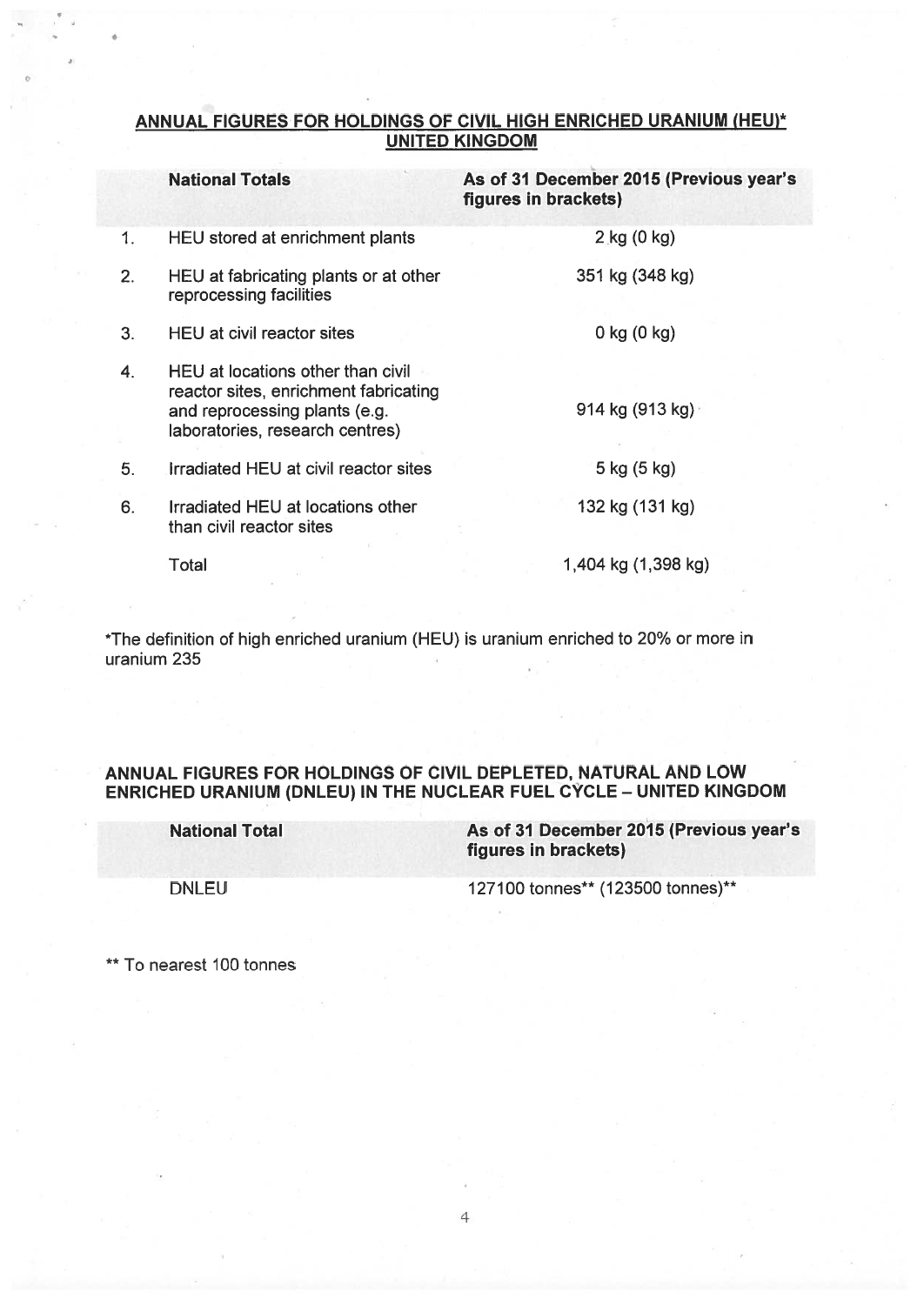## ANNUAL FIGURES FOR HOLDINGS OF CIVIL HIGH ENRICHED URANIUM (HEU)* UNITED KINGDOM

| | National Totals | As of 31 December 2015 (Previous year's figures in brackets) |
|---|---|---|
| 1. | HEU stored at enrichment plants | 2 kg (0 kg) |
| 2. | HEU at fabricating plants or at other reprocessing facilities | 351 kg (348 kg) |
| 3. | HEU at civil reactor sites | 0 kg (0 kg) |
| 4. | HEU at locations other than civil reactor sites, enrichment fabricating and reprocessing plants (e.g. laboratories, research centres) | 914 kg (913 kg) |
| 5. | Irradiated HEU at civil reactor sites | 5 kg (5 kg) |
| 6. | Irradiated HEU at locations other than civil reactor sites | 132 kg (131 kg) |
| | Total | 1,404 kg (1,398 kg) |

*The definition of high enriched uranium (HEU) is uranium enriched to 20% or more in uranium 235

## ANNUAL FIGURES FOR HOLDINGS OF CIVIL DEPLETED, NATURAL AND LOW ENRICHED URANIUM (DNLEU) IN THE NUCLEAR FUEL CYCLE – UNITED KINGDOM

| National Total | As of 31 December 2015 (Previous year's figures in brackets) |
|---|---|
| DNLEU | 127100 tonnes** (123500 tonnes)** |

** To nearest 100 tonnes